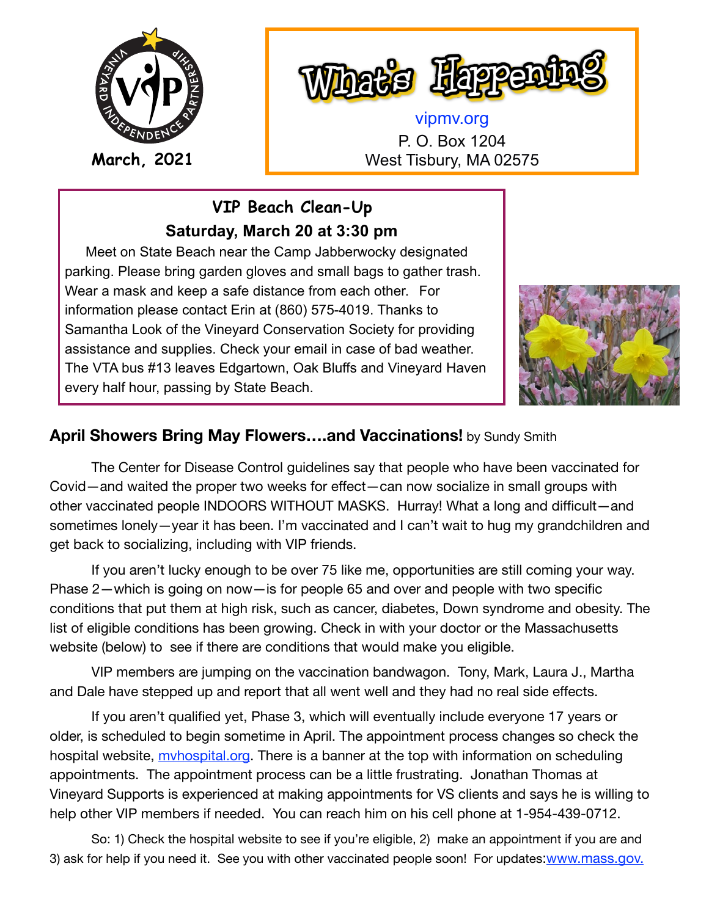March, 2021

# What's Happening

vipmv.org
P. O. Box 1204
West Tisbury, MA 02575

## VIP Beach Clean-Up

**Saturday, March 20 at 3:30 pm**

Meet on State Beach near the Camp Jabberwocky designated parking. Please bring garden gloves and small bags to gather trash. Wear a mask and keep a safe distance from each other. For information please contact Erin at (860) 575-4019. Thanks to Samantha Look of the Vineyard Conservation Society for providing assistance and supplies. Check your email in case of bad weather. The VTA bus #13 leaves Edgartown, Oak Bluffs and Vineyard Haven every half hour, passing by State Beach.

## April Showers Bring May Flowers….and Vaccinations! by Sundy Smith

The Center for Disease Control guidelines say that people who have been vaccinated for Covid—and waited the proper two weeks for effect—can now socialize in small groups with other vaccinated people INDOORS WITHOUT MASKS. Hurray! What a long and difficult—and sometimes lonely—year it has been. I'm vaccinated and I can't wait to hug my grandchildren and get back to socializing, including with VIP friends.

If you aren't lucky enough to be over 75 like me, opportunities are still coming your way. Phase 2—which is going on now—is for people 65 and over and people with two specific conditions that put them at high risk, such as cancer, diabetes, Down syndrome and obesity. The list of eligible conditions has been growing. Check in with your doctor or the Massachusetts website (below) to see if there are conditions that would make you eligible.

VIP members are jumping on the vaccination bandwagon. Tony, Mark, Laura J., Martha and Dale have stepped up and report that all went well and they had no real side effects.

If you aren't qualified yet, Phase 3, which will eventually include everyone 17 years or older, is scheduled to begin sometime in April. The appointment process changes so check the hospital website, mvhospital.org. There is a banner at the top with information on scheduling appointments. The appointment process can be a little frustrating. Jonathan Thomas at Vineyard Supports is experienced at making appointments for VS clients and says he is willing to help other VIP members if needed. You can reach him on his cell phone at 1-954-439-0712.

So: 1) Check the hospital website to see if you're eligible, 2) make an appointment if you are and 3) ask for help if you need it. See you with other vaccinated people soon! For updates: www.mass.gov.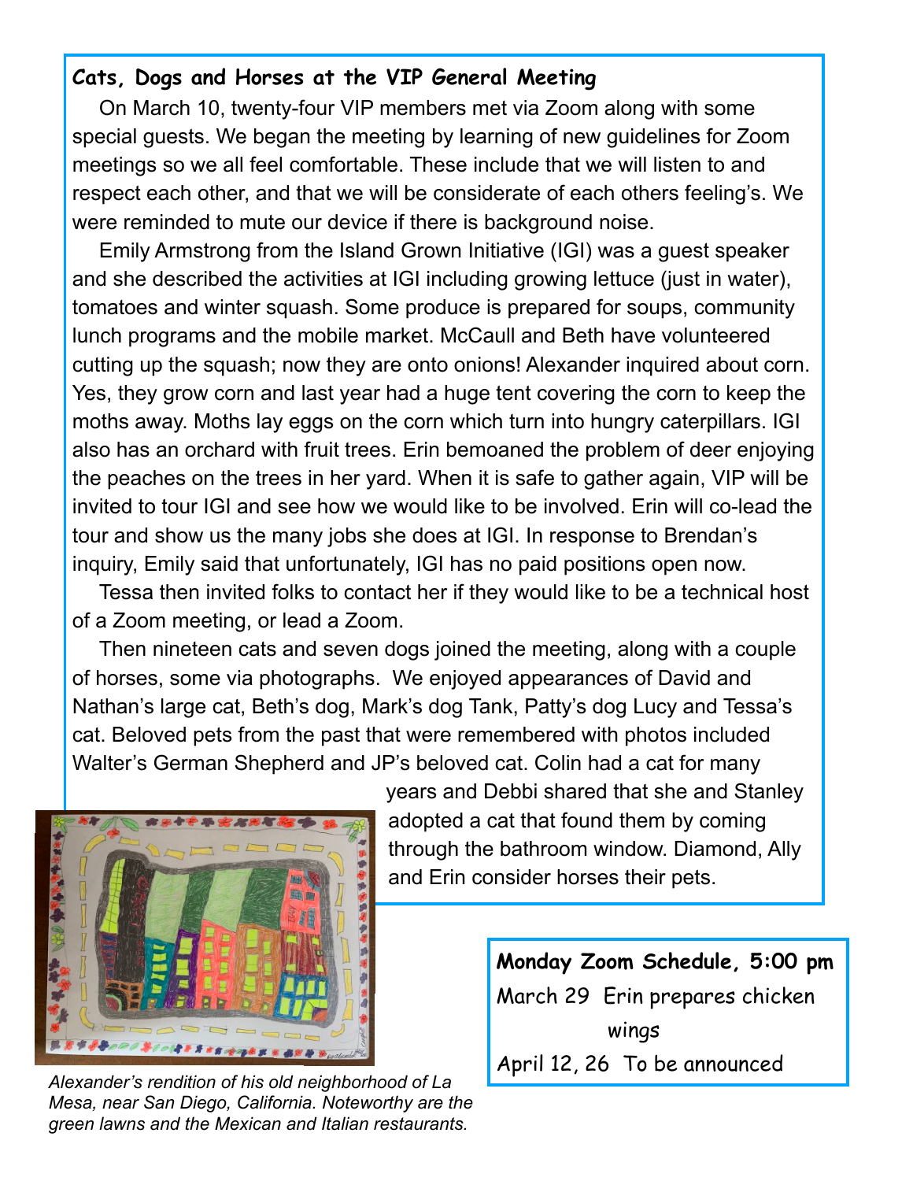## Cats, Dogs and Horses at the VIP General Meeting

On March 10, twenty-four VIP members met via Zoom along with some special guests. We began the meeting by learning of new guidelines for Zoom meetings so we all feel comfortable. These include that we will listen to and respect each other, and that we will be considerate of each others feeling's. We were reminded to mute our device if there is background noise.

Emily Armstrong from the Island Grown Initiative (IGI) was a guest speaker and she described the activities at IGI including growing lettuce (just in water), tomatoes and winter squash. Some produce is prepared for soups, community lunch programs and the mobile market. McCaull and Beth have volunteered cutting up the squash; now they are onto onions! Alexander inquired about corn. Yes, they grow corn and last year had a huge tent covering the corn to keep the moths away. Moths lay eggs on the corn which turn into hungry caterpillars. IGI also has an orchard with fruit trees. Erin bemoaned the problem of deer enjoying the peaches on the trees in her yard. When it is safe to gather again, VIP will be invited to tour IGI and see how we would like to be involved. Erin will co-lead the tour and show us the many jobs she does at IGI. In response to Brendan's inquiry, Emily said that unfortunately, IGI has no paid positions open now.

Tessa then invited folks to contact her if they would like to be a technical host of a Zoom meeting, or lead a Zoom.

Then nineteen cats and seven dogs joined the meeting, along with a couple of horses, some via photographs. We enjoyed appearances of David and Nathan's large cat, Beth's dog, Mark's dog Tank, Patty's dog Lucy and Tessa's cat. Beloved pets from the past that were remembered with photos included Walter's German Shepherd and JP's beloved cat. Colin had a cat for many years and Debbi shared that she and Stanley adopted a cat that found them by coming through the bathroom window. Diamond, Ally and Erin consider horses their pets.

*Alexander's rendition of his old neighborhood of La Mesa, near San Diego, California. Noteworthy are the green lawns and the Mexican and Italian restaurants.*

**Monday Zoom Schedule, 5:00 pm**

March 29 Erin prepares chicken wings

April 12, 26 To be announced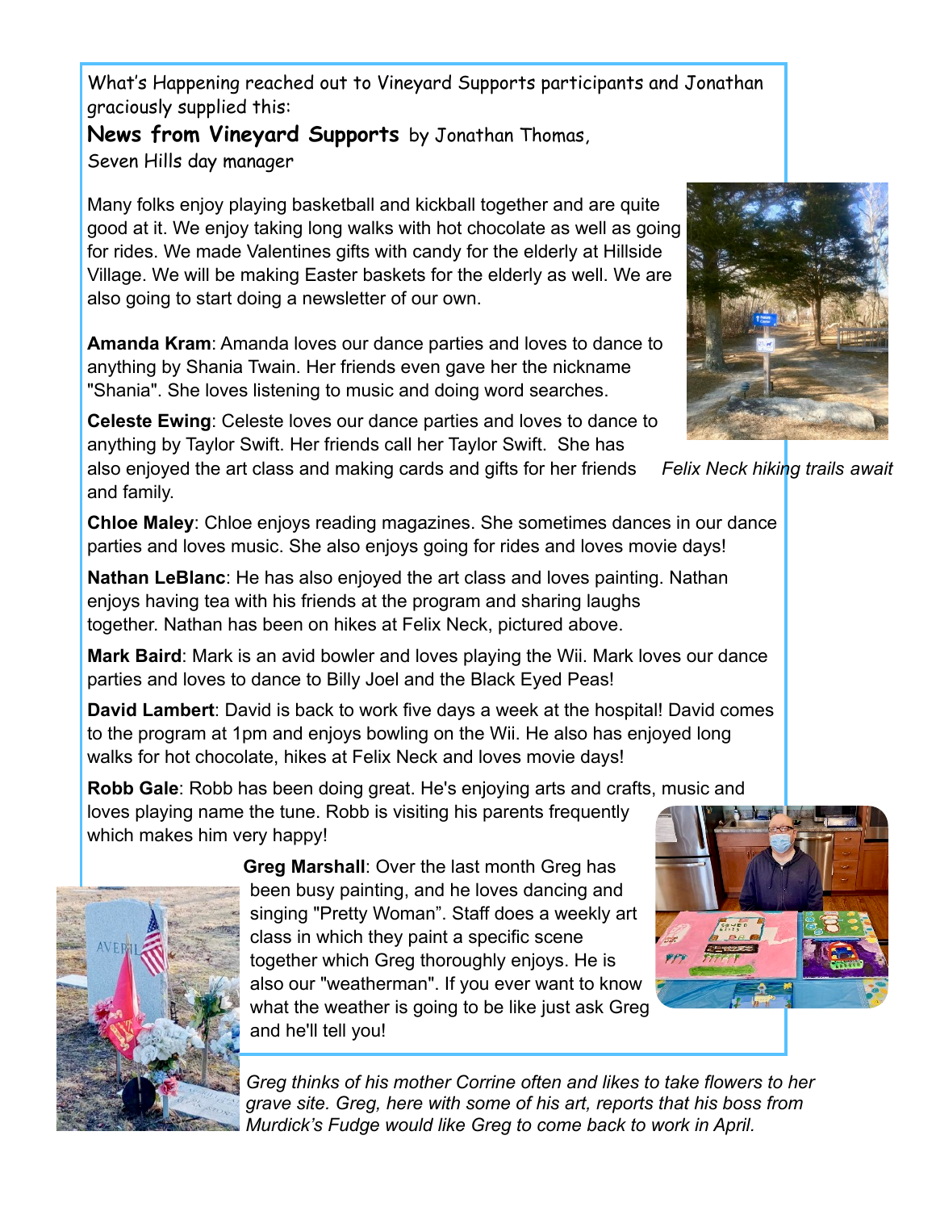What's Happening reached out to Vineyard Supports participants and Jonathan graciously supplied this:

**News from Vineyard Supports** by Jonathan Thomas, Seven Hills day manager

Many folks enjoy playing basketball and kickball together and are quite good at it. We enjoy taking long walks with hot chocolate as well as going for rides. We made Valentines gifts with candy for the elderly at Hillside Village. We will be making Easter baskets for the elderly as well. We are also going to start doing a newsletter of our own.

**Amanda Kram**: Amanda loves our dance parties and loves to dance to anything by Shania Twain. Her friends even gave her the nickname "Shania". She loves listening to music and doing word searches.

**Celeste Ewing**: Celeste loves our dance parties and loves to dance to anything by Taylor Swift. Her friends call her Taylor Swift. She has also enjoyed the art class and making cards and gifts for her friends and family.

*Felix Neck hiking trails await*

**Chloe Maley**: Chloe enjoys reading magazines. She sometimes dances in our dance parties and loves music. She also enjoys going for rides and loves movie days!

**Nathan LeBlanc**: He has also enjoyed the art class and loves painting. Nathan enjoys having tea with his friends at the program and sharing laughs together. Nathan has been on hikes at Felix Neck, pictured above.

**Mark Baird**: Mark is an avid bowler and loves playing the Wii. Mark loves our dance parties and loves to dance to Billy Joel and the Black Eyed Peas!

**David Lambert**: David is back to work five days a week at the hospital! David comes to the program at 1pm and enjoys bowling on the Wii. He also has enjoyed long walks for hot chocolate, hikes at Felix Neck and loves movie days!

**Robb Gale**: Robb has been doing great. He's enjoying arts and crafts, music and loves playing name the tune. Robb is visiting his parents frequently which makes him very happy!

**Greg Marshall**: Over the last month Greg has been busy painting, and he loves dancing and singing "Pretty Woman". Staff does a weekly art class in which they paint a specific scene together which Greg thoroughly enjoys. He is also our "weatherman". If you ever want to know what the weather is going to be like just ask Greg and he'll tell you!

*Greg thinks of his mother Corrine often and likes to take flowers to her grave site. Greg, here with some of his art, reports that his boss from Murdick's Fudge would like Greg to come back to work in April.*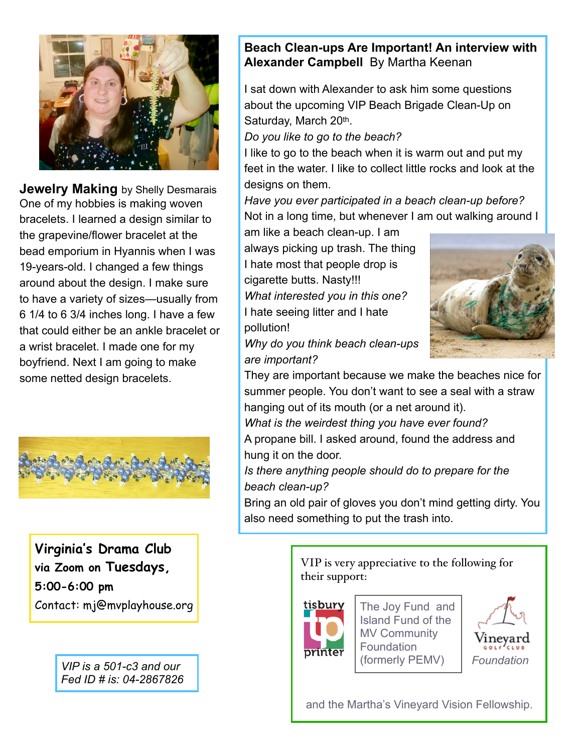## Jewelry Making by Shelly Desmarais

One of my hobbies is making woven bracelets. I learned a design similar to the grapevine/flower bracelet at the bead emporium in Hyannis when I was 19-years-old. I changed a few things around about the design. I make sure to have a variety of sizes—usually from 6 1/4 to 6 3/4 inches long. I have a few that could either be an ankle bracelet or a wrist bracelet. I made one for my boyfriend. Next I am going to make some netted design bracelets.

**Virginia's Drama Club**
**via Zoom on Tuesdays,**
**5:00-6:00 pm**
Contact: mj@mvplayhouse.org

*VIP is a 501-c3 and our Fed ID # is: 04-2867826*

## Beach Clean-ups Are Important! An interview with Alexander Campbell By Martha Keenan

I sat down with Alexander to ask him some questions about the upcoming VIP Beach Brigade Clean-Up on Saturday, March 20th.

*Do you like to go to the beach?*

I like to go to the beach when it is warm out and put my feet in the water. I like to collect little rocks and look at the designs on them.

*Have you ever participated in a beach clean-up before?*

Not in a long time, but whenever I am out walking around I am like a beach clean-up. I am always picking up trash. The thing I hate most that people drop is cigarette butts. Nasty!!!

*What interested you in this one?*

I hate seeing litter and I hate pollution!

*Why do you think beach clean-ups are important?*

They are important because we make the beaches nice for summer people. You don't want to see a seal with a straw hanging out of its mouth (or a net around it).

*What is the weirdest thing you have ever found?*

A propane bill. I asked around, found the address and hung it on the door.

*Is there anything people should do to prepare for the beach clean-up?*

Bring an old pair of gloves you don't mind getting dirty. You also need something to put the trash into.

VIP is very appreciative to the following for their support:

tisbury printer

The Joy Fund and Island Fund of the MV Community Foundation (formerly PEMV)

Vineyard Golf Club *Foundation*

and the Martha's Vineyard Vision Fellowship.